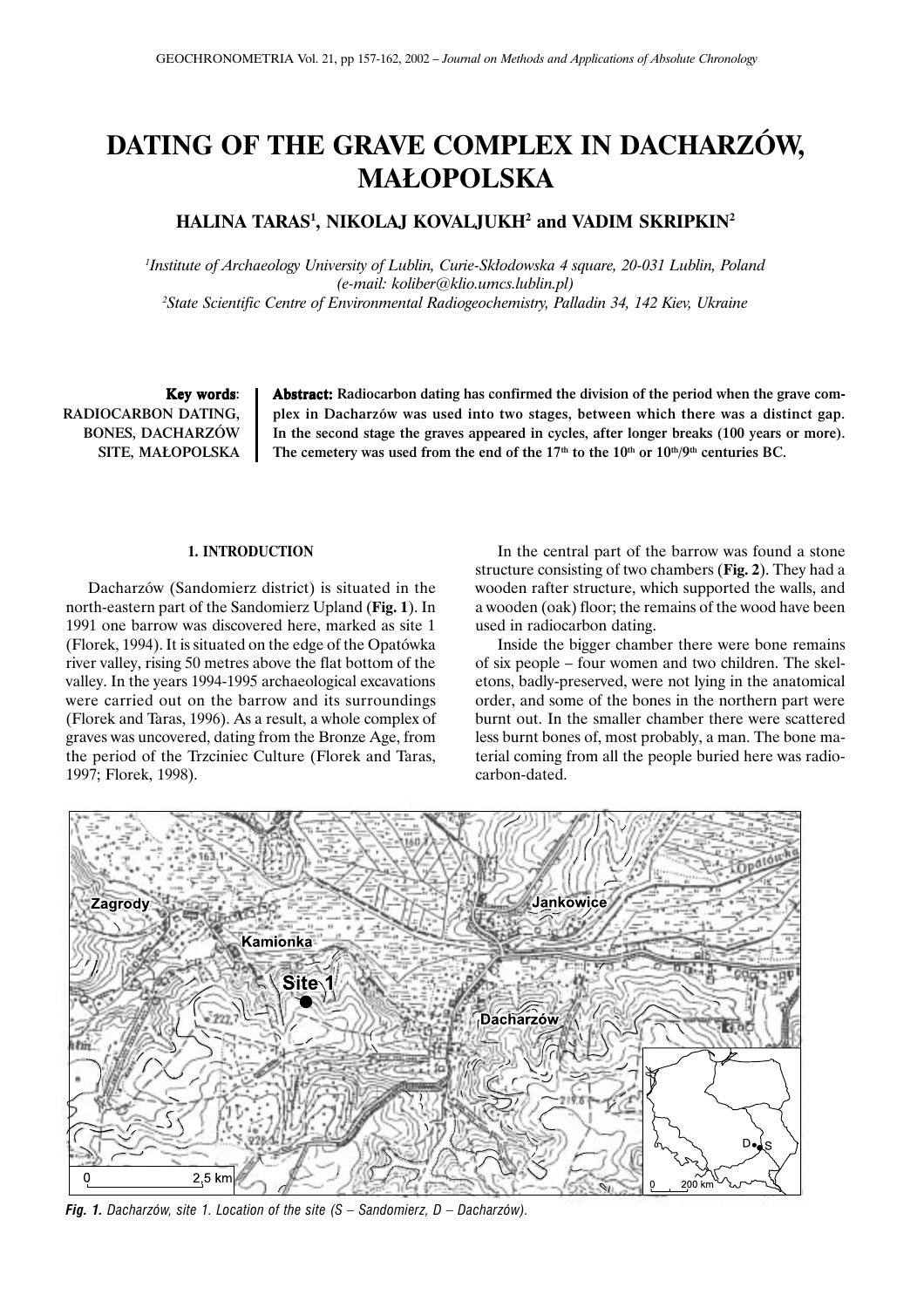# DATING OF THE GRAVE COMPLEX IN DACHARZÓW, MAŁOPOLSKA

**HALINA TARAS[1], NIKOLAJ KOVALJUKH[2] and VADIM SKRIPKIN[2]**

*[1]Institute of Archaeology University of Lublin, Curie-Skłodowska 4 square, 20-031 Lublin, Poland (e-mail: koliber@klio.umcs.lublin.pl)*
*[2]State Scientific Centre of Environmental Radiogeochemistry, Palladin 34, 142 Kiev, Ukraine*

**Key words**: RADIOCARBON DATING, BONES, DACHARZÓW SITE, MAŁOPOLSKA

**Abstract: Radiocarbon dating has confirmed the division of the period when the grave complex in Dacharzów was used into two stages, between which there was a distinct gap. In the second stage the graves appeared in cycles, after longer breaks (100 years or more). The cemetery was used from the end of the 17th to the 10th or 10th/9th centuries BC.**

## 1. INTRODUCTION

Dacharzów (Sandomierz district) is situated in the north-eastern part of the Sandomierz Upland (**Fig. 1**). In 1991 one barrow was discovered here, marked as site 1 (Florek, 1994). It is situated on the edge of the Opatówka river valley, rising 50 metres above the flat bottom of the valley. In the years 1994-1995 archaeological excavations were carried out on the barrow and its surroundings (Florek and Taras, 1996). As a result, a whole complex of graves was uncovered, dating from the Bronze Age, from the period of the Trzciniec Culture (Florek and Taras, 1997; Florek, 1998).

In the central part of the barrow was found a stone structure consisting of two chambers (**Fig. 2**). They had a wooden rafter structure, which supported the walls, and a wooden (oak) floor; the remains of the wood have been used in radiocarbon dating.

Inside the bigger chamber there were bone remains of six people – four women and two children. The skeletons, badly-preserved, were not lying in the anatomical order, and some of the bones in the northern part were burnt out. In the smaller chamber there were scattered less burnt bones of, most probably, a man. The bone material coming from all the people buried here was radiocarbon-dated.

*Fig. 1. Dacharzów, site 1. Location of the site (S – Sandomierz, D – Dacharzów).*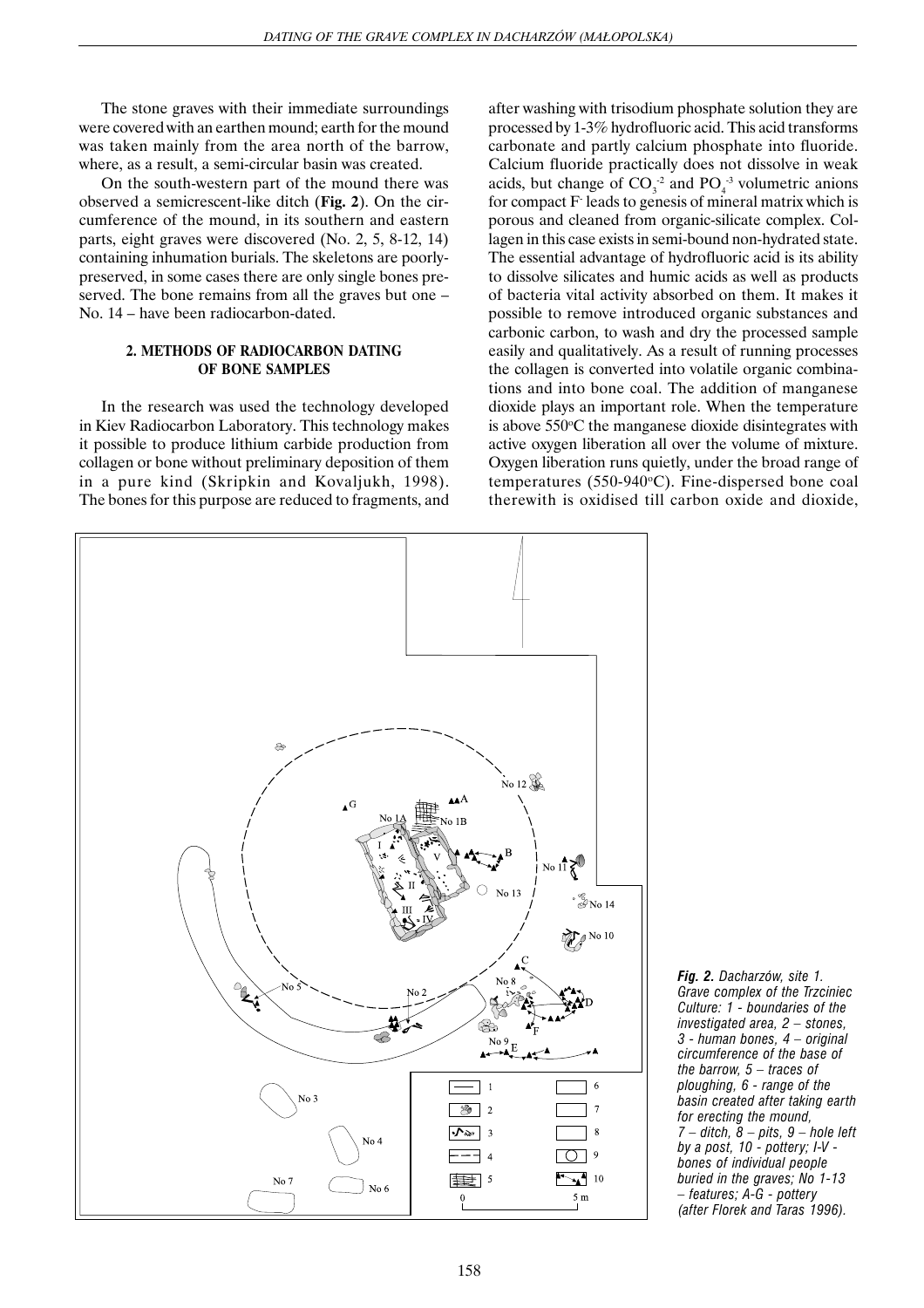The stone graves with their immediate surroundings were covered with an earthen mound; earth for the mound was taken mainly from the area north of the barrow, where, as a result, a semi-circular basin was created.

On the south-western part of the mound there was observed a semicrescent-like ditch (**Fig. 2**). On the circumference of the mound, in its southern and eastern parts, eight graves were discovered (No. 2, 5, 8-12, 14) containing inhumation burials. The skeletons are poorly-preserved, in some cases there are only single bones preserved. The bone remains from all the graves but one – No. 14 – have been radiocarbon-dated.

## 2. METHODS OF RADIOCARBON DATING OF BONE SAMPLES

In the research was used the technology developed in Kiev Radiocarbon Laboratory. This technology makes it possible to produce lithium carbide production from collagen or bone without preliminary deposition of them in a pure kind (Skripkin and Kovaljukh, 1998). The bones for this purpose are reduced to fragments, and after washing with trisodium phosphate solution they are processed by 1-3% hydrofluoric acid. This acid transforms carbonate and partly calcium phosphate into fluoride. Calcium fluoride practically does not dissolve in weak acids, but change of $CO_3^{-2}$ and $PO_4^{-3}$ volumetric anions for compact $F^-$ leads to genesis of mineral matrix which is porous and cleaned from organic-silicate complex. Collagen in this case exists in semi-bound non-hydrated state. The essential advantage of hydrofluoric acid is its ability to dissolve silicates and humic acids as well as products of bacteria vital activity absorbed on them. It makes it possible to remove introduced organic substances and carbonic carbon, to wash and dry the processed sample easily and qualitatively. As a result of running processes the collagen is converted into volatile organic combinations and into bone coal. The addition of manganese dioxide plays an important role. When the temperature is above 550°C the manganese dioxide disintegrates with active oxygen liberation all over the volume of mixture. Oxygen liberation runs quietly, under the broad range of temperatures (550-940°C). Fine-dispersed bone coal therewith is oxidised till carbon oxide and dioxide,

***Fig. 2.*** *Dacharzów, site 1. Grave complex of the Trzciniec Culture: 1 - boundaries of the investigated area, 2 – stones, 3 - human bones, 4 – original circumference of the base of the barrow, 5 – traces of ploughing, 6 - range of the basin created after taking earth for erecting the mound, 7 – ditch, 8 – pits, 9 – hole left by a post, 10 - pottery; I-V - bones of individual people buried in the graves; No 1-13 – features; A-G - pottery (after Florek and Taras 1996).*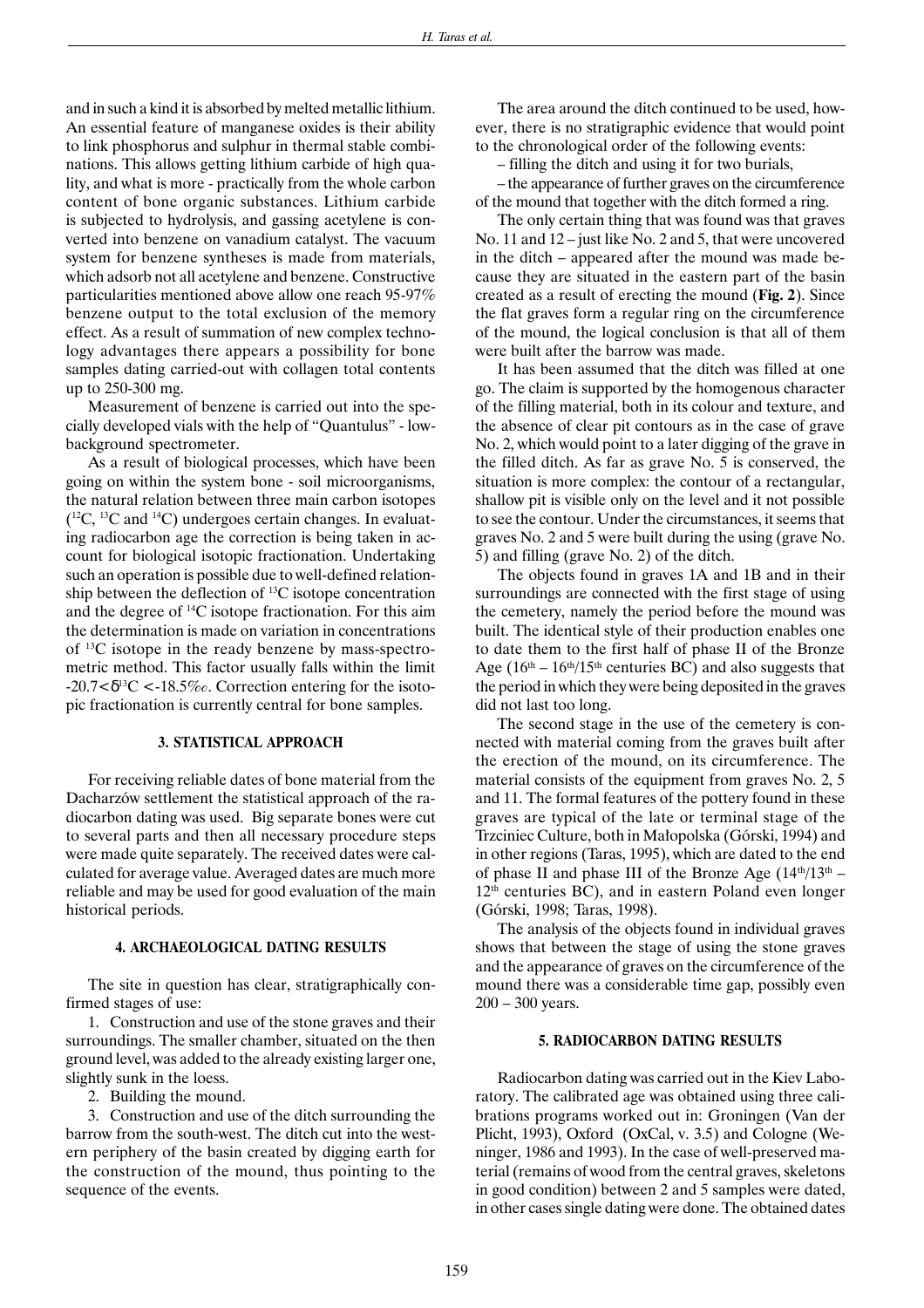and in such a kind it is absorbed by melted metallic lithium. An essential feature of manganese oxides is their ability to link phosphorus and sulphur in thermal stable combinations. This allows getting lithium carbide of high quality, and what is more - practically from the whole carbon content of bone organic substances. Lithium carbide is subjected to hydrolysis, and gassing acetylene is converted into benzene on vanadium catalyst. The vacuum system for benzene syntheses is made from materials, which adsorb not all acetylene and benzene. Constructive particularities mentioned above allow one reach 95-97% benzene output to the total exclusion of the memory effect. As a result of summation of new complex technology advantages there appears a possibility for bone samples dating carried-out with collagen total contents up to 250-300 mg.

Measurement of benzene is carried out into the specially developed vials with the help of "Quantulus" - low-background spectrometer.

As a result of biological processes, which have been going on within the system bone - soil microorganisms, the natural relation between three main carbon isotopes ($^{12}C$, $^{13}C$ and $^{14}C$) undergoes certain changes. In evaluating radiocarbon age the correction is being taken in account for biological isotopic fractionation. Undertaking such an operation is possible due to well-defined relationship between the deflection of $^{13}C$ isotope concentration and the degree of $^{14}C$ isotope fractionation. For this aim the determination is made on variation in concentrations of $^{13}C$ isotope in the ready benzene by mass-spectrometric method. This factor usually falls within the limit $-20.7 < \delta^{13}C < -18.5$‰. Correction entering for the isotopic fractionation is currently central for bone samples.

## 3. STATISTICAL APPROACH

For receiving reliable dates of bone material from the Dacharzów settlement the statistical approach of the radiocarbon dating was used. Big separate bones were cut to several parts and then all necessary procedure steps were made quite separately. The received dates were calculated for average value. Averaged dates are much more reliable and may be used for good evaluation of the main historical periods.

## 4. ARCHAEOLOGICAL DATING RESULTS

The site in question has clear, stratigraphically confirmed stages of use:

1. Construction and use of the stone graves and their surroundings. The smaller chamber, situated on the then ground level, was added to the already existing larger one, slightly sunk in the loess.
2. Building the mound.
3. Construction and use of the ditch surrounding the barrow from the south-west. The ditch cut into the western periphery of the basin created by digging earth for the construction of the mound, thus pointing to the sequence of the events.

The area around the ditch continued to be used, however, there is no stratigraphic evidence that would point to the chronological order of the following events:

– filling the ditch and using it for two burials,

– the appearance of further graves on the circumference of the mound that together with the ditch formed a ring.

The only certain thing that was found was that graves No. 11 and 12 – just like No. 2 and 5, that were uncovered in the ditch – appeared after the mound was made because they are situated in the eastern part of the basin created as a result of erecting the mound (**Fig. 2**). Since the flat graves form a regular ring on the circumference of the mound, the logical conclusion is that all of them were built after the barrow was made.

It has been assumed that the ditch was filled at one go. The claim is supported by the homogenous character of the filling material, both in its colour and texture, and the absence of clear pit contours as in the case of grave No. 2, which would point to a later digging of the grave in the filled ditch. As far as grave No. 5 is conserved, the situation is more complex: the contour of a rectangular, shallow pit is visible only on the level and it not possible to see the contour. Under the circumstances, it seems that graves No. 2 and 5 were built during the using (grave No. 5) and filling (grave No. 2) of the ditch.

The objects found in graves 1A and 1B and in their surroundings are connected with the first stage of using the cemetery, namely the period before the mound was built. The identical style of their production enables one to date them to the first half of phase II of the Bronze Age ($16^{th}$ – $16^{th}/15^{th}$ centuries BC) and also suggests that the period in which they were being deposited in the graves did not last too long.

The second stage in the use of the cemetery is connected with material coming from the graves built after the erection of the mound, on its circumference. The material consists of the equipment from graves No. 2, 5 and 11. The formal features of the pottery found in these graves are typical of the late or terminal stage of the Trzciniec Culture, both in Małopolska (Górski, 1994) and in other regions (Taras, 1995), which are dated to the end of phase II and phase III of the Bronze Age ($14^{th}/13^{th}$ – $12^{th}$ centuries BC), and in eastern Poland even longer (Górski, 1998; Taras, 1998).

The analysis of the objects found in individual graves shows that between the stage of using the stone graves and the appearance of graves on the circumference of the mound there was a considerable time gap, possibly even 200 – 300 years.

## 5. RADIOCARBON DATING RESULTS

Radiocarbon dating was carried out in the Kiev Laboratory. The calibrated age was obtained using three calibrations programs worked out in: Groningen (Van der Plicht, 1993), Oxford (OxCal, v. 3.5) and Cologne (Weninger, 1986 and 1993). In the case of well-preserved material (remains of wood from the central graves, skeletons in good condition) between 2 and 5 samples were dated, in other cases single dating were done. The obtained dates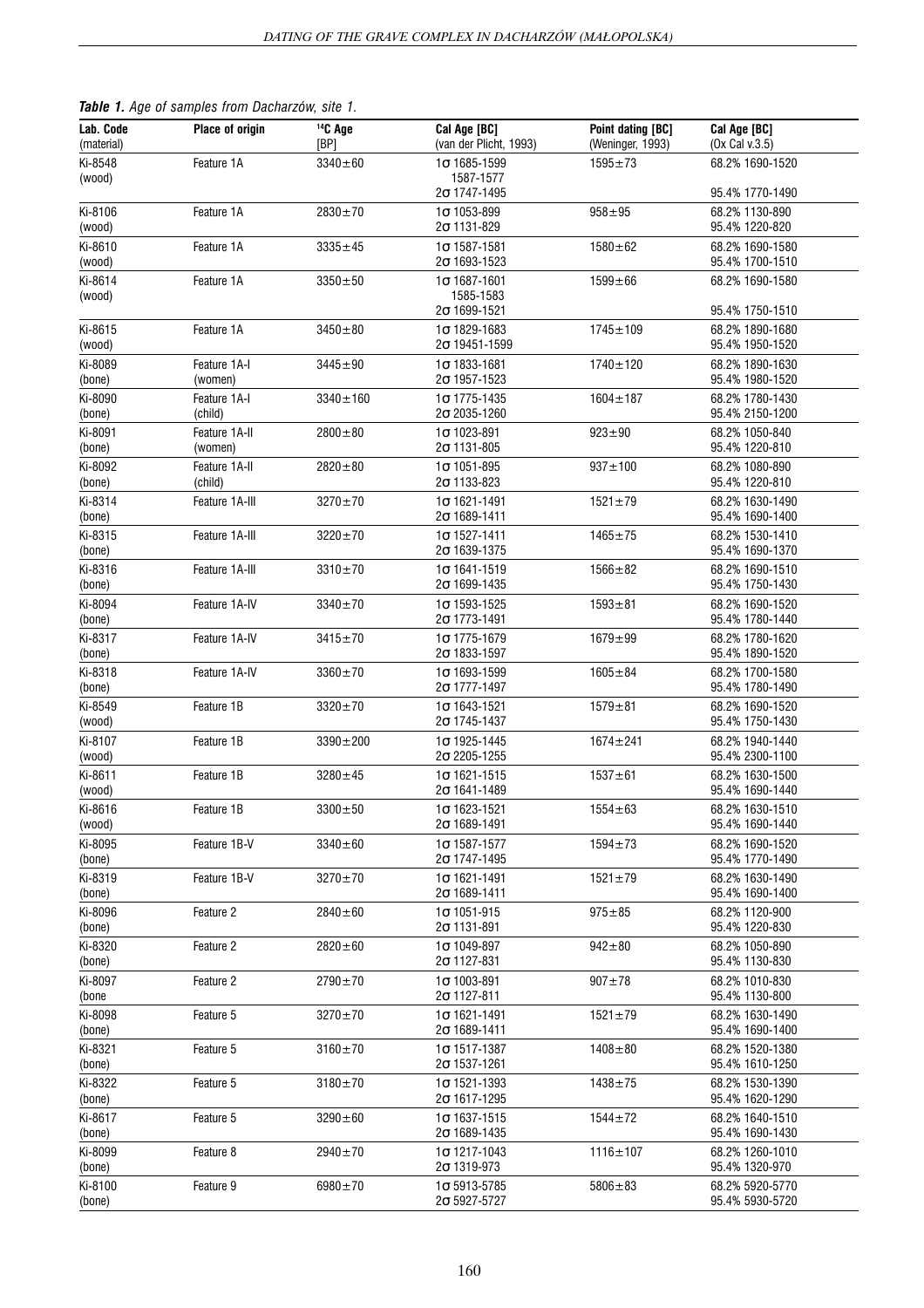***Table 1.** Age of samples from Dacharzów, site 1.*

| Lab. Code (material) | Place of origin | $^{14}C$ Age [BP] | Cal Age [BC] (van der Plicht, 1993) | Point dating [BC] (Weninger, 1993) | Cal Age [BC] (Ox Cal v.3.5) |
|---|---|---|---|---|---|
| Ki-8548 (wood) | Feature 1A | 3340±60 | 1σ 1685-1599<br>1587-1577<br>2σ 1747-1495 | 1595±73 | 68.2% 1690-1520<br><br>95.4% 1770-1490 |
| Ki-8106 (wood) | Feature 1A | 2830±70 | 1σ 1053-899<br>2σ 1131-829 | 958±95 | 68.2% 1130-890<br>95.4% 1220-820 |
| Ki-8610 (wood) | Feature 1A | 3335±45 | 1σ 1587-1581<br>2σ 1693-1523 | 1580±62 | 68.2% 1690-1580<br>95.4% 1700-1510 |
| Ki-8614 (wood) | Feature 1A | 3350±50 | 1σ 1687-1601<br>1585-1583<br>2σ 1699-1521 | 1599±66 | 68.2% 1690-1580<br><br>95.4% 1750-1510 |
| Ki-8615 (wood) | Feature 1A | 3450±80 | 1σ 1829-1683<br>2σ 19451-1599 | 1745±109 | 68.2% 1890-1680<br>95.4% 1950-1520 |
| Ki-8089 (bone) | Feature 1A-I (women) | 3445±90 | 1σ 1833-1681<br>2σ 1957-1523 | 1740±120 | 68.2% 1890-1630<br>95.4% 1980-1520 |
| Ki-8090 (bone) | Feature 1A-I (child) | 3340±160 | 1σ 1775-1435<br>2σ 2035-1260 | 1604±187 | 68.2% 1780-1430<br>95.4% 2150-1200 |
| Ki-8091 (bone) | Feature 1A-II (women) | 2800±80 | 1σ 1023-891<br>2σ 1131-805 | 923±90 | 68.2% 1050-840<br>95.4% 1220-810 |
| Ki-8092 (bone) | Feature 1A-II (child) | 2820±80 | 1σ 1051-895<br>2σ 1133-823 | 937±100 | 68.2% 1080-890<br>95.4% 1220-810 |
| Ki-8314 (bone) | Feature 1A-III | 3270±70 | 1σ 1621-1491<br>2σ 1689-1411 | 1521±79 | 68.2% 1630-1490<br>95.4% 1690-1400 |
| Ki-8315 (bone) | Feature 1A-III | 3220±70 | 1σ 1527-1411<br>2σ 1639-1375 | 1465±75 | 68.2% 1530-1410<br>95.4% 1690-1370 |
| Ki-8316 (bone) | Feature 1A-III | 3310±70 | 1σ 1641-1519<br>2σ 1699-1435 | 1566±82 | 68.2% 1690-1510<br>95.4% 1750-1430 |
| Ki-8094 (bone) | Feature 1A-IV | 3340±70 | 1σ 1593-1525<br>2σ 1773-1491 | 1593±81 | 68.2% 1690-1520<br>95.4% 1780-1440 |
| Ki-8317 (bone) | Feature 1A-IV | 3415±70 | 1σ 1775-1679<br>2σ 1833-1597 | 1679±99 | 68.2% 1780-1620<br>95.4% 1890-1520 |
| Ki-8318 (bone) | Feature 1A-IV | 3360±70 | 1σ 1693-1599<br>2σ 1777-1497 | 1605±84 | 68.2% 1700-1580<br>95.4% 1780-1490 |
| Ki-8549 (wood) | Feature 1B | 3320±70 | 1σ 1643-1521<br>2σ 1745-1437 | 1579±81 | 68.2% 1690-1520<br>95.4% 1750-1430 |
| Ki-8107 (wood) | Feature 1B | 3390±200 | 1σ 1925-1445<br>2σ 2205-1255 | 1674±241 | 68.2% 1940-1440<br>95.4% 2300-1100 |
| Ki-8611 (wood) | Feature 1B | 3280±45 | 1σ 1621-1515<br>2σ 1641-1489 | 1537±61 | 68.2% 1630-1500<br>95.4% 1690-1440 |
| Ki-8616 (wood) | Feature 1B | 3300±50 | 1σ 1623-1521<br>2σ 1689-1491 | 1554±63 | 68.2% 1630-1510<br>95.4% 1690-1440 |
| Ki-8095 (bone) | Feature 1B-V | 3340±60 | 1σ 1587-1577<br>2σ 1747-1495 | 1594±73 | 68.2% 1690-1520<br>95.4% 1770-1490 |
| Ki-8319 (bone) | Feature 1B-V | 3270±70 | 1σ 1621-1491<br>2σ 1689-1411 | 1521±79 | 68.2% 1630-1490<br>95.4% 1690-1400 |
| Ki-8096 (bone) | Feature 2 | 2840±60 | 1σ 1051-915<br>2σ 1131-891 | 975±85 | 68.2% 1120-900<br>95.4% 1220-830 |
| Ki-8320 (bone) | Feature 2 | 2820±60 | 1σ 1049-897<br>2σ 1127-831 | 942±80 | 68.2% 1050-890<br>95.4% 1130-830 |
| Ki-8097 (bone | Feature 2 | 2790±70 | 1σ 1003-891<br>2σ 1127-811 | 907±78 | 68.2% 1010-830<br>95.4% 1130-800 |
| Ki-8098 (bone) | Feature 5 | 3270±70 | 1σ 1621-1491<br>2σ 1689-1411 | 1521±79 | 68.2% 1630-1490<br>95.4% 1690-1400 |
| Ki-8321 (bone) | Feature 5 | 3160±70 | 1σ 1517-1387<br>2σ 1537-1261 | 1408±80 | 68.2% 1520-1380<br>95.4% 1610-1250 |
| Ki-8322 (bone) | Feature 5 | 3180±70 | 1σ 1521-1393<br>2σ 1617-1295 | 1438±75 | 68.2% 1530-1390<br>95.4% 1620-1290 |
| Ki-8617 (bone) | Feature 5 | 3290±60 | 1σ 1637-1515<br>2σ 1689-1435 | 1544±72 | 68.2% 1640-1510<br>95.4% 1690-1430 |
| Ki-8099 (bone) | Feature 8 | 2940±70 | 1σ 1217-1043<br>2σ 1319-973 | 1116±107 | 68.2% 1260-1010<br>95.4% 1320-970 |
| Ki-8100 (bone) | Feature 9 | 6980±70 | 1σ 5913-5785<br>2σ 5927-5727 | 5806±83 | 68.2% 5920-5770<br>95.4% 5930-5720 |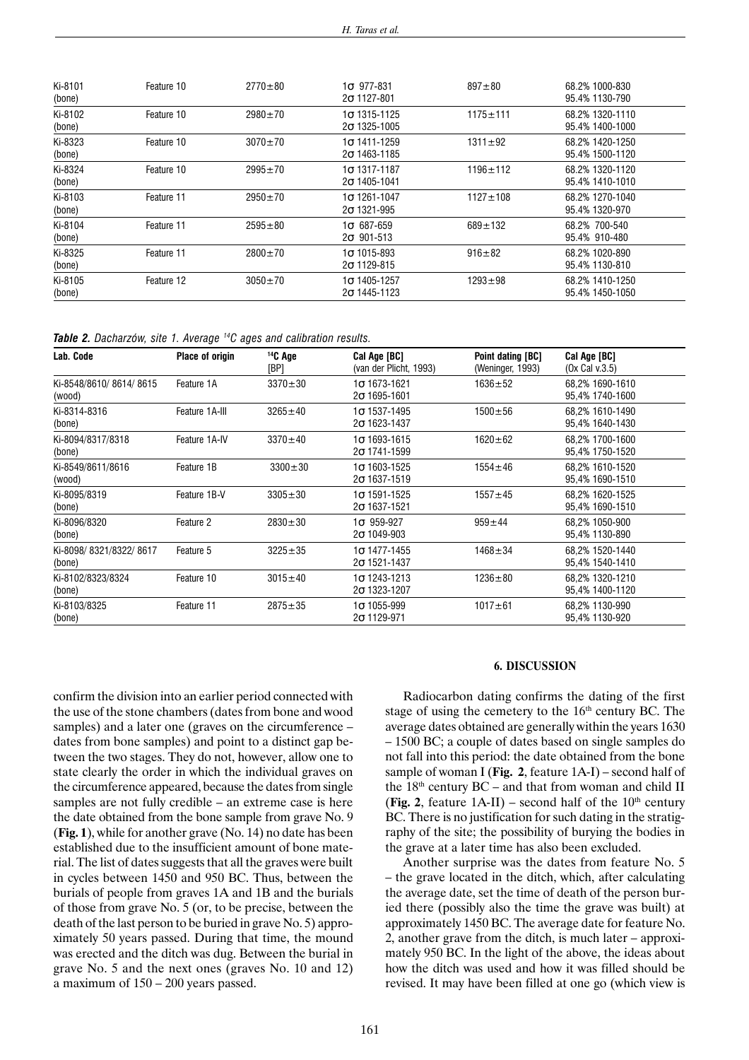| Ki-8101 (bone) | Feature 10 | 2770±80 | 1σ 977-831<br>2σ 1127-801 | 897±80 | 68.2% 1000-830<br>95.4% 1130-790 |
|---|---|---|---|---|---|
| Ki-8102 (bone) | Feature 10 | 2980±70 | 1σ 1315-1125<br>2σ 1325-1005 | 1175±111 | 68.2% 1320-1110<br>95.4% 1400-1000 |
| Ki-8323 (bone) | Feature 10 | 3070±70 | 1σ 1411-1259<br>2σ 1463-1185 | 1311±92 | 68.2% 1420-1250<br>95.4% 1500-1120 |
| Ki-8324 (bone) | Feature 10 | 2995±70 | 1σ 1317-1187<br>2σ 1405-1041 | 1196±112 | 68.2% 1320-1120<br>95.4% 1410-1010 |
| Ki-8103 (bone) | Feature 11 | 2950±70 | 1σ 1261-1047<br>2σ 1321-995 | 1127±108 | 68.2% 1270-1040<br>95.4% 1320-970 |
| Ki-8104 (bone) | Feature 11 | 2595±80 | 1σ 687-659<br>2σ 901-513 | 689±132 | 68.2% 700-540<br>95.4% 910-480 |
| Ki-8325 (bone) | Feature 11 | 2800±70 | 1σ 1015-893<br>2σ 1129-815 | 916±82 | 68.2% 1020-890<br>95.4% 1130-810 |
| Ki-8105 (bone) | Feature 12 | 3050±70 | 1σ 1405-1257<br>2σ 1445-1123 | 1293±98 | 68.2% 1410-1250<br>95.4% 1450-1050 |

***Table 2.*** *Dacharzów, site 1. Average $^{14}C$ ages and calibration results.*

| Lab. Code | Place of origin | $^{14}C$ Age [BP] | Cal Age [BC] (van der Plicht, 1993) | Point dating [BC] (Weninger, 1993) | Cal Age [BC] (Ox Cal v.3.5) |
|---|---|---|---|---|---|
| Ki-8548/8610/ 8614/ 8615 (wood) | Feature 1A | 3370±30 | 1σ 1673-1621<br>2σ 1695-1601 | 1636±52 | 68,2% 1690-1610<br>95,4% 1740-1600 |
| Ki-8314-8316 (bone) | Feature 1A-III | 3265±40 | 1σ 1537-1495<br>2σ 1623-1437 | 1500±56 | 68,2% 1610-1490<br>95,4% 1640-1430 |
| Ki-8094/8317/8318 (bone) | Feature 1A-IV | 3370±40 | 1σ 1693-1615<br>2σ 1741-1599 | 1620±62 | 68,2% 1700-1600<br>95,4% 1750-1520 |
| Ki-8549/8611/8616 (wood) | Feature 1B | 3300±30 | 1σ 1603-1525<br>2σ 1637-1519 | 1554±46 | 68,2% 1610-1520<br>95,4% 1690-1510 |
| Ki-8095/8319 (bone) | Feature 1B-V | 3305±30 | 1σ 1591-1525<br>2σ 1637-1521 | 1557±45 | 68,2% 1620-1525<br>95,4% 1690-1510 |
| Ki-8096/8320 (bone) | Feature 2 | 2830±30 | 1σ 959-927<br>2σ 1049-903 | 959±44 | 68,2% 1050-900<br>95,4% 1130-890 |
| Ki-8098/ 8321/8322/ 8617 (bone) | Feature 5 | 3225±35 | 1σ 1477-1455<br>2σ 1521-1437 | 1468±34 | 68,2% 1520-1440<br>95,4% 1540-1410 |
| Ki-8102/8323/8324 (bone) | Feature 10 | 3015±40 | 1σ 1243-1213<br>2σ 1323-1207 | 1236±80 | 68,2% 1320-1210<br>95,4% 1400-1120 |
| Ki-8103/8325 (bone) | Feature 11 | 2875±35 | 1σ 1055-999<br>2σ 1129-971 | 1017±61 | 68,2% 1130-990<br>95,4% 1130-920 |

confirm the division into an earlier period connected with the use of the stone chambers (dates from bone and wood samples) and a later one (graves on the circumference – dates from bone samples) and point to a distinct gap between the two stages. They do not, however, allow one to state clearly the order in which the individual graves on the circumference appeared, because the dates from single samples are not fully credible – an extreme case is here the date obtained from the bone sample from grave No. 9 (**Fig. 1**), while for another grave (No. 14) no date has been established due to the insufficient amount of bone material. The list of dates suggests that all the graves were built in cycles between 1450 and 950 BC. Thus, between the burials of people from graves 1A and 1B and the burials of those from grave No. 5 (or, to be precise, between the death of the last person to be buried in grave No. 5) approximately 50 years passed. During that time, the mound was erected and the ditch was dug. Between the burial in grave No. 5 and the next ones (graves No. 10 and 12) a maximum of 150 – 200 years passed.

## 6. DISCUSSION

Radiocarbon dating confirms the dating of the first stage of using the cemetery to the 16th century BC. The average dates obtained are generally within the years 1630 – 1500 BC; a couple of dates based on single samples do not fall into this period: the date obtained from the bone sample of woman I (**Fig. 2**, feature 1A-I) – second half of the 18th century BC – and that from woman and child II (**Fig. 2**, feature 1A-II) – second half of the 10th century BC. There is no justification for such dating in the stratigraphy of the site; the possibility of burying the bodies in the grave at a later time has also been excluded.

Another surprise was the dates from feature No. 5 – the grave located in the ditch, which, after calculating the average date, set the time of death of the person buried there (possibly also the time the grave was built) at approximately 1450 BC. The average date for feature No. 2, another grave from the ditch, is much later – approximately 950 BC. In the light of the above, the ideas about how the ditch was used and how it was filled should be revised. It may have been filled at one go (which view is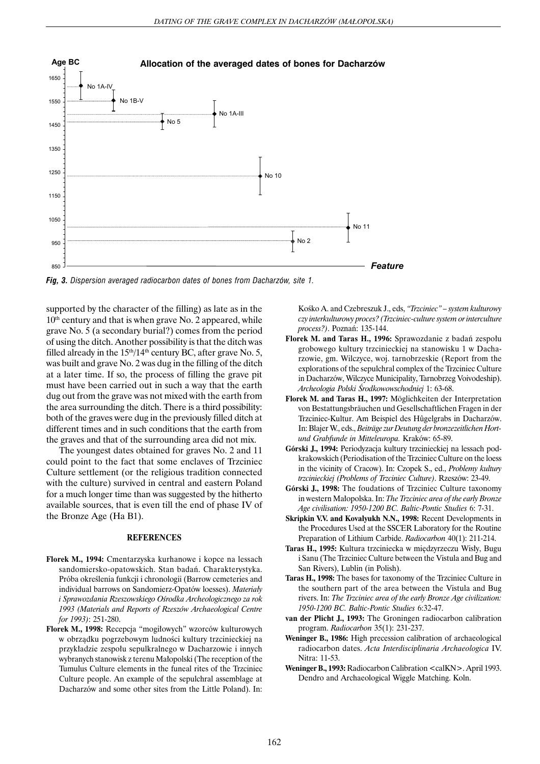Allocation of the averaged dates of bones for Dacharzów

Age BC

1650
1550
1450
1350
1250
1150
1050
950
850

No 1A-IV
No 1B-V
No 5
No 1A-III
No 10
No 2
No 11

Feature

*Fig, 3. Dispersion averaged radiocarbon dates of bones from Dacharzów, site 1.*

supported by the character of the filling) as late as in the 10th century and that is when grave No. 2 appeared, while grave No. 5 (a secondary burial?) comes from the period of using the ditch. Another possibility is that the ditch was filled already in the 15th/14th century BC, after grave No. 5, was built and grave No. 2 was dug in the filling of the ditch at a later time. If so, the process of filling the grave pit must have been carried out in such a way that the earth dug out from the grave was not mixed with the earth from the area surrounding the ditch. There is a third possibility: both of the graves were dug in the previously filled ditch at different times and in such conditions that the earth from the graves and that of the surrounding area did not mix.

The youngest dates obtained for graves No. 2 and 11 could point to the fact that some enclaves of Trzciniec Culture settlement (or the religious tradition connected with the culture) survived in central and eastern Poland for a much longer time than was suggested by the hitherto available sources, that is even till the end of phase IV of the Bronze Age (Ha B1).

## REFERENCES

**Florek M., 1994:** Cmentarzyska kurhanowe i kopce na lessach sandomiersko-opatowskich. Stan badań. Charakterystyka. Próba określenia funkcji i chronologii (Barrow cemeteries and individual barrows on Sandomierz-Opatów loesses). *Materiały i Sprawozdania Rzeszowskiego Ośrodka Archeologicznego za rok 1993 (Materials and Reports of Rzeszów Archaeological Centre for 1993)*: 251-280.

**Florek M., 1998:** Recepcja "mogiłowych" wzorców kulturowych w obrządku pogrzebowym ludności kultury trzcinieckiej na przykładzie zespołu sepulkralnego w Dacharzowie i innych wybranych stanowisk z terenu Małopolski (The reception of the Tumulus Culture elements in the funeal rites of the Trzciniec Culture people. An example of the sepulchral assemblage at Dacharzów and some other sites from the Little Poland). In: Kośko A. and Czebreszuk J., eds, *"Trzciniec" – system kulturowy czy interkulturowy proces? (Trzciniec-culture system or interculture process?)*. Poznań: 135-144.

**Florek M. and Taras H., 1996:** Sprawozdanie z badań zespołu grobowego kultury trzcinieckiej na stanowisku 1 w Dacharzowie, gm. Wilczyce, woj. tarnobrzeskie (Report from the explorations of the sepulchral complex of the Trzciniec Culture in Dacharzów, Wilczyce Municipality, Tarnobrzeg Voivodeship). *Archeologia Polski Środkowowschodniej* 1: 63-68.

**Florek M. and Taras H., 1997:** Möglichkeiten der Interpretation von Bestattungsbräuchen und Gesellschaftlichen Fragen in der Trzciniec-Kultur. Am Beispiel des Hûgelgrabs in Dacharzów. In: Blajer W., eds., *Beiträge zur Deutung der bronzezeitlichen Hort- und Grabfunde in Mitteleuropa.* Kraków: 65-89.

**Górski J., 1994:** Periodyzacja kultury trzcinieckiej na lessach podkrakowskich (Periodisation of the Trzciniec Culture on the loess in the vicinity of Cracow). In: Czopek S., ed., *Problemy kultury trzcinieckiej (Problems of Trzciniec Culture)*. Rzeszów: 23-49.

**Górski J., 1998:** The foudations of Trzciniec Culture taxonomy in western Małopolska. In: *The Trzciniec area of the early Bronze Age civilisation: 1950-1200 BC. Baltic-Pontic Studies* 6: 7-31.

**Skripkin V.V. and Kovalyukh N.N., 1998:** Recent Developments in the Procedures Used at the SSCER Laboratory for the Routine Preparation of Lithium Carbide. *Radiocarbon* 40(1): 211-214.

**Taras H., 1995:** Kultura trzciniecka w międzyrzeczu Wisły, Bugu i Sanu (The Trzciniec Culture between the Vistula and Bug and San Rivers), Lublin (in Polish).

**Taras H., 1998:** The bases for taxonomy of the Trzciniec Culture in the southern part of the area between the Vistula and Bug rivers. In: *The Trzciniec area of the early Bronze Age civilization: 1950-1200 BC. Baltic-Pontic Studies* 6:32-47.

**van der Plicht J., 1993:** The Groningen radiocarbon calibration program. *Radiocarbon* 35(1): 231-237.

**Weninger B., 1986:** High precession calibration of archaeological radiocarbon dates. *Acta Interdisciplinaria Archaeologica* IV. Nitra: 11-53.

**Weninger B., 1993:** Radiocarbon Calibration <calKN>. April 1993. Dendro and Archaeological Wiggle Matching. Koln.